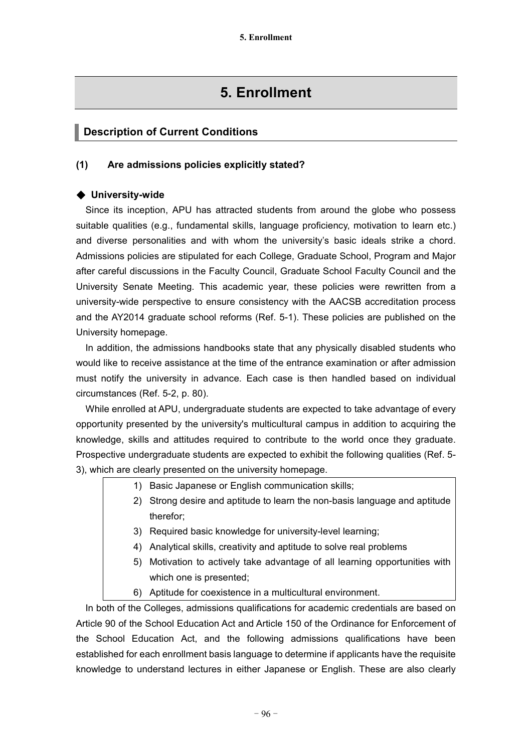# 5. Enrollment

## Description of Current Conditions

### (1) Are admissions policies explicitly stated?

**◆ University-wide**

Since its inception, APU has attracted students from around the globe who possess suitable qualities (e.g., fundamental skills, language proficiency, motivation to learn etc.) and diverse personalities and with whom the university's basic ideals strike a chord. Admissions policies are stipulated for each College, Graduate School, Program and Major after careful discussions in the Faculty Council, Graduate School Faculty Council and the University Senate Meeting. This academic year, these policies were rewritten from a university-wide perspective to ensure consistency with the AACSB accreditation process and the AY2014 graduate school reforms (Ref. 5-1). These policies are published on the University homepage.

In addition, the admissions handbooks state that any physically disabled students who would like to receive assistance at the time of the entrance examination or after admission must notify the university in advance. Each case is then handled based on individual circumstances (Ref. 5-2, p. 80).

While enrolled at APU, undergraduate students are expected to take advantage of every opportunity presented by the university's multicultural campus in addition to acquiring the knowledge, skills and attitudes required to contribute to the world once they graduate. Prospective undergraduate students are expected to exhibit the following qualities (Ref. 5-3), which are clearly presented on the university homepage.

1) Basic Japanese or English communication skills;
2) Strong desire and aptitude to learn the non-basis language and aptitude therefor;
3) Required basic knowledge for university-level learning;
4) Analytical skills, creativity and aptitude to solve real problems
5) Motivation to actively take advantage of all learning opportunities with which one is presented;
6) Aptitude for coexistence in a multicultural environment.

In both of the Colleges, admissions qualifications for academic credentials are based on Article 90 of the School Education Act and Article 150 of the Ordinance for Enforcement of the School Education Act, and the following admissions qualifications have been established for each enrollment basis language to determine if applicants have the requisite knowledge to understand lectures in either Japanese or English. These are also clearly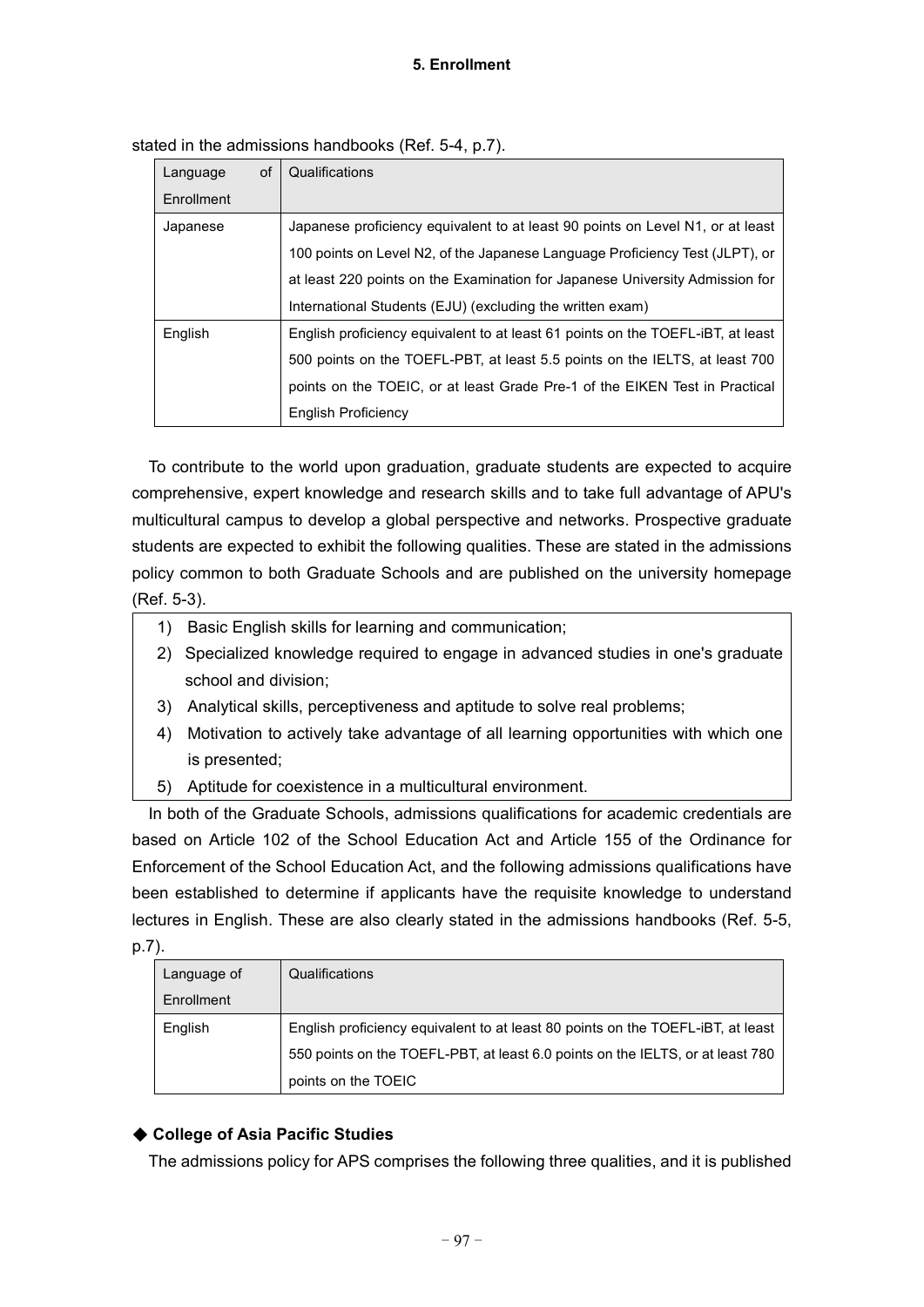stated in the admissions handbooks (Ref. 5-4, p.7).

| Language of Enrollment | Qualifications |
|---|---|
| Japanese | Japanese proficiency equivalent to at least 90 points on Level N1, or at least 100 points on Level N2, of the Japanese Language Proficiency Test (JLPT), or at least 220 points on the Examination for Japanese University Admission for International Students (EJU) (excluding the written exam) |
| English | English proficiency equivalent to at least 61 points on the TOEFL-iBT, at least 500 points on the TOEFL-PBT, at least 5.5 points on the IELTS, at least 700 points on the TOEIC, or at least Grade Pre-1 of the EIKEN Test in Practical English Proficiency |

To contribute to the world upon graduation, graduate students are expected to acquire comprehensive, expert knowledge and research skills and to take full advantage of APU's multicultural campus to develop a global perspective and networks. Prospective graduate students are expected to exhibit the following qualities. These are stated in the admissions policy common to both Graduate Schools and are published on the university homepage (Ref. 5-3).

1) Basic English skills for learning and communication;
2) Specialized knowledge required to engage in advanced studies in one's graduate school and division;
3) Analytical skills, perceptiveness and aptitude to solve real problems;
4) Motivation to actively take advantage of all learning opportunities with which one is presented;
5) Aptitude for coexistence in a multicultural environment.

In both of the Graduate Schools, admissions qualifications for academic credentials are based on Article 102 of the School Education Act and Article 155 of the Ordinance for Enforcement of the School Education Act, and the following admissions qualifications have been established to determine if applicants have the requisite knowledge to understand lectures in English. These are also clearly stated in the admissions handbooks (Ref. 5-5, p.7).

| Language of Enrollment | Qualifications |
|---|---|
| English | English proficiency equivalent to at least 80 points on the TOEFL-iBT, at least 550 points on the TOEFL-PBT, at least 6.0 points on the IELTS, or at least 780 points on the TOEIC |

### ◆ College of Asia Pacific Studies

The admissions policy for APS comprises the following three qualities, and it is published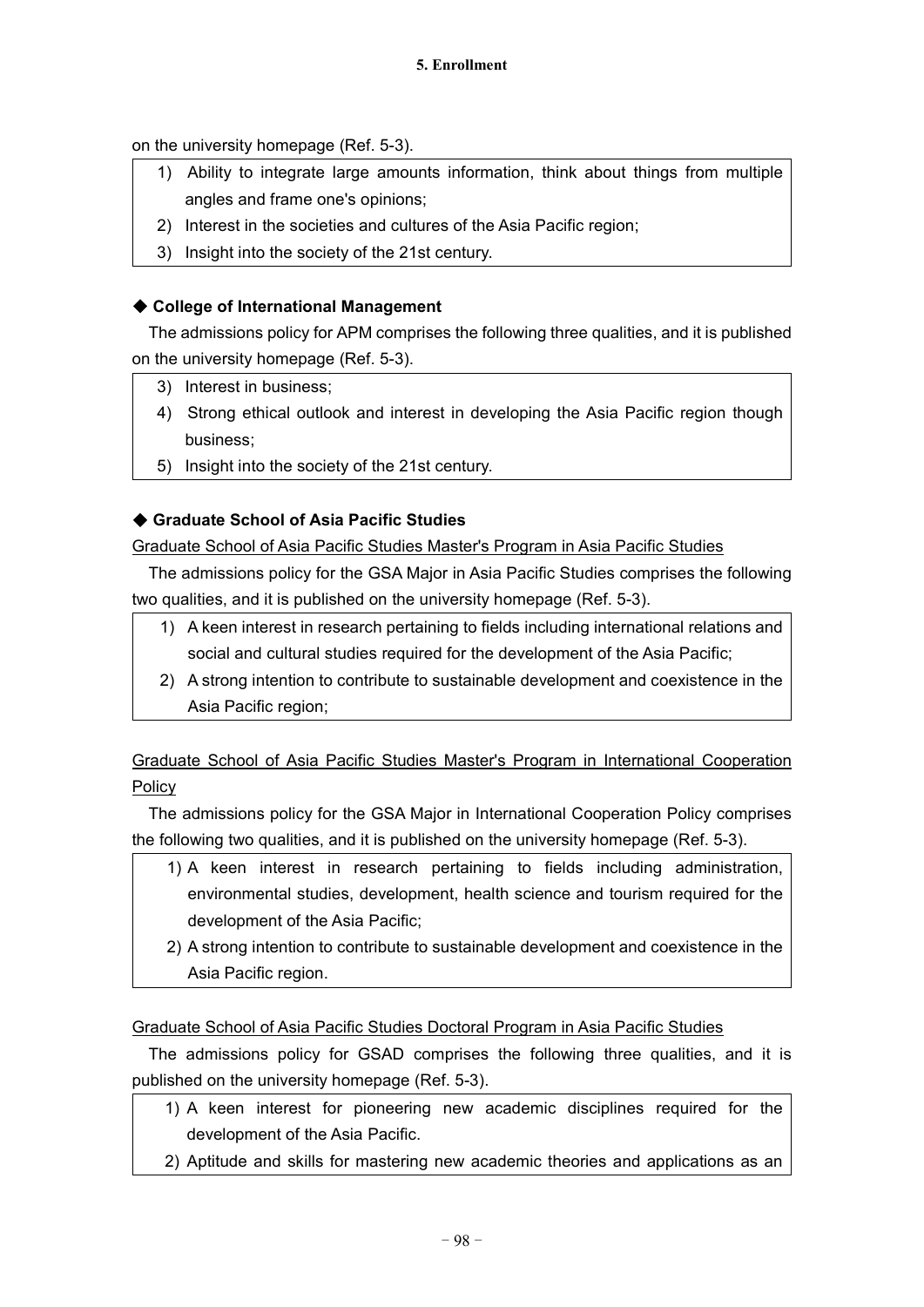on the university homepage (Ref. 5-3).

1) Ability to integrate large amounts information, think about things from multiple angles and frame one's opinions;
2) Interest in the societies and cultures of the Asia Pacific region;
3) Insight into the society of the 21st century.

### ◆ College of International Management

The admissions policy for APM comprises the following three qualities, and it is published on the university homepage (Ref. 5-3).

3) Interest in business;
4) Strong ethical outlook and interest in developing the Asia Pacific region though business;
5) Insight into the society of the 21st century.

### ◆ Graduate School of Asia Pacific Studies

Graduate School of Asia Pacific Studies Master's Program in Asia Pacific Studies

The admissions policy for the GSA Major in Asia Pacific Studies comprises the following two qualities, and it is published on the university homepage (Ref. 5-3).

1) A keen interest in research pertaining to fields including international relations and social and cultural studies required for the development of the Asia Pacific;
2) A strong intention to contribute to sustainable development and coexistence in the Asia Pacific region;

Graduate School of Asia Pacific Studies Master's Program in International Cooperation Policy

The admissions policy for the GSA Major in International Cooperation Policy comprises the following two qualities, and it is published on the university homepage (Ref. 5-3).

1) A keen interest in research pertaining to fields including administration, environmental studies, development, health science and tourism required for the development of the Asia Pacific;
2) A strong intention to contribute to sustainable development and coexistence in the Asia Pacific region.

Graduate School of Asia Pacific Studies Doctoral Program in Asia Pacific Studies

The admissions policy for GSAD comprises the following three qualities, and it is published on the university homepage (Ref. 5-3).

1) A keen interest for pioneering new academic disciplines required for the development of the Asia Pacific.
2) Aptitude and skills for mastering new academic theories and applications as an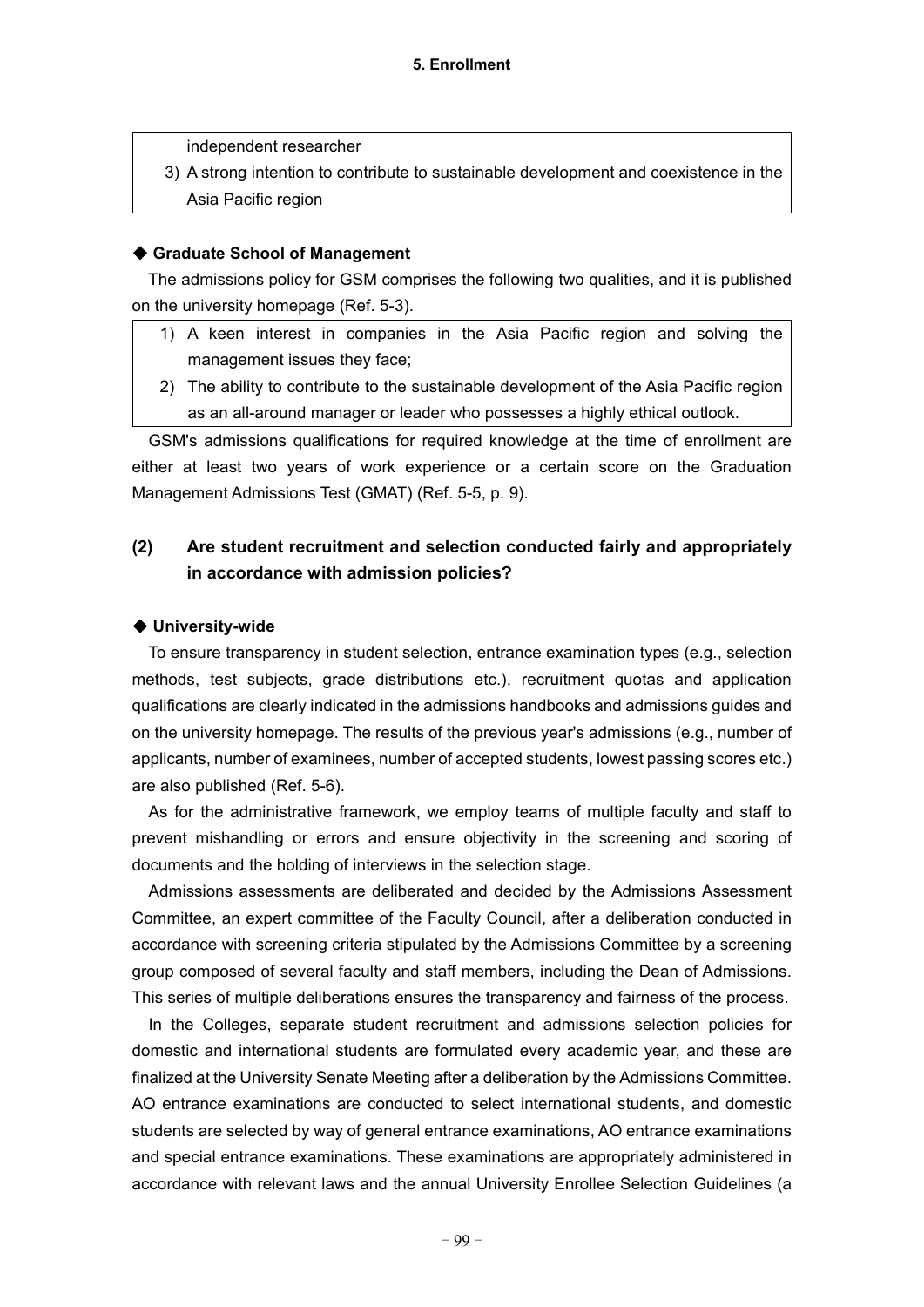independent researcher

3) A strong intention to contribute to sustainable development and coexistence in the Asia Pacific region

### ◆ Graduate School of Management

The admissions policy for GSM comprises the following two qualities, and it is published on the university homepage (Ref. 5-3).

1) A keen interest in companies in the Asia Pacific region and solving the management issues they face;
2) The ability to contribute to the sustainable development of the Asia Pacific region as an all-around manager or leader who possesses a highly ethical outlook.

GSM's admissions qualifications for required knowledge at the time of enrollment are either at least two years of work experience or a certain score on the Graduation Management Admissions Test (GMAT) (Ref. 5-5, p. 9).

## (2) Are student recruitment and selection conducted fairly and appropriately in accordance with admission policies?

### ◆ University-wide

To ensure transparency in student selection, entrance examination types (e.g., selection methods, test subjects, grade distributions etc.), recruitment quotas and application qualifications are clearly indicated in the admissions handbooks and admissions guides and on the university homepage. The results of the previous year's admissions (e.g., number of applicants, number of examinees, number of accepted students, lowest passing scores etc.) are also published (Ref. 5-6).

As for the administrative framework, we employ teams of multiple faculty and staff to prevent mishandling or errors and ensure objectivity in the screening and scoring of documents and the holding of interviews in the selection stage.

Admissions assessments are deliberated and decided by the Admissions Assessment Committee, an expert committee of the Faculty Council, after a deliberation conducted in accordance with screening criteria stipulated by the Admissions Committee by a screening group composed of several faculty and staff members, including the Dean of Admissions. This series of multiple deliberations ensures the transparency and fairness of the process.

In the Colleges, separate student recruitment and admissions selection policies for domestic and international students are formulated every academic year, and these are finalized at the University Senate Meeting after a deliberation by the Admissions Committee. AO entrance examinations are conducted to select international students, and domestic students are selected by way of general entrance examinations, AO entrance examinations and special entrance examinations. These examinations are appropriately administered in accordance with relevant laws and the annual University Enrollee Selection Guidelines (a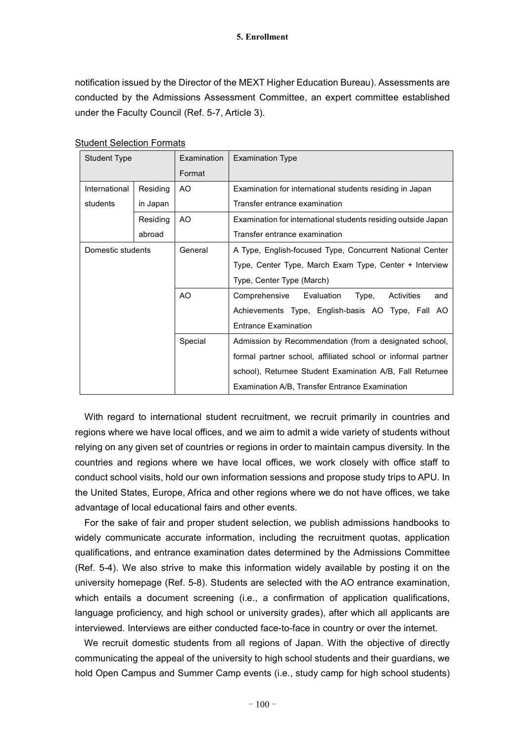notification issued by the Director of the MEXT Higher Education Bureau). Assessments are conducted by the Admissions Assessment Committee, an expert committee established under the Faculty Council (Ref. 5-7, Article 3).

Student Selection Formats

| Student Type | | Examination Format | Examination Type |
|---|---|---|---|
| International students | Residing in Japan | AO | Examination for international students residing in Japan<br>Transfer entrance examination |
| | Residing abroad | AO | Examination for international students residing outside Japan<br>Transfer entrance examination |
| Domestic students | | General | A Type, English-focused Type, Concurrent National Center Type, Center Type, March Exam Type, Center + Interview Type, Center Type (March) |
| | | AO | Comprehensive Evaluation Type, Activities and Achievements Type, English-basis AO Type, Fall AO Entrance Examination |
| | | Special | Admission by Recommendation (from a designated school, formal partner school, affiliated school or informal partner school), Returnee Student Examination A/B, Fall Returnee Examination A/B, Transfer Entrance Examination |

With regard to international student recruitment, we recruit primarily in countries and regions where we have local offices, and we aim to admit a wide variety of students without relying on any given set of countries or regions in order to maintain campus diversity. In the countries and regions where we have local offices, we work closely with office staff to conduct school visits, hold our own information sessions and propose study trips to APU. In the United States, Europe, Africa and other regions where we do not have offices, we take advantage of local educational fairs and other events.

For the sake of fair and proper student selection, we publish admissions handbooks to widely communicate accurate information, including the recruitment quotas, application qualifications, and entrance examination dates determined by the Admissions Committee (Ref. 5-4). We also strive to make this information widely available by posting it on the university homepage (Ref. 5-8). Students are selected with the AO entrance examination, which entails a document screening (i.e., a confirmation of application qualifications, language proficiency, and high school or university grades), after which all applicants are interviewed. Interviews are either conducted face-to-face in country or over the internet.

We recruit domestic students from all regions of Japan. With the objective of directly communicating the appeal of the university to high school students and their guardians, we hold Open Campus and Summer Camp events (i.e., study camp for high school students)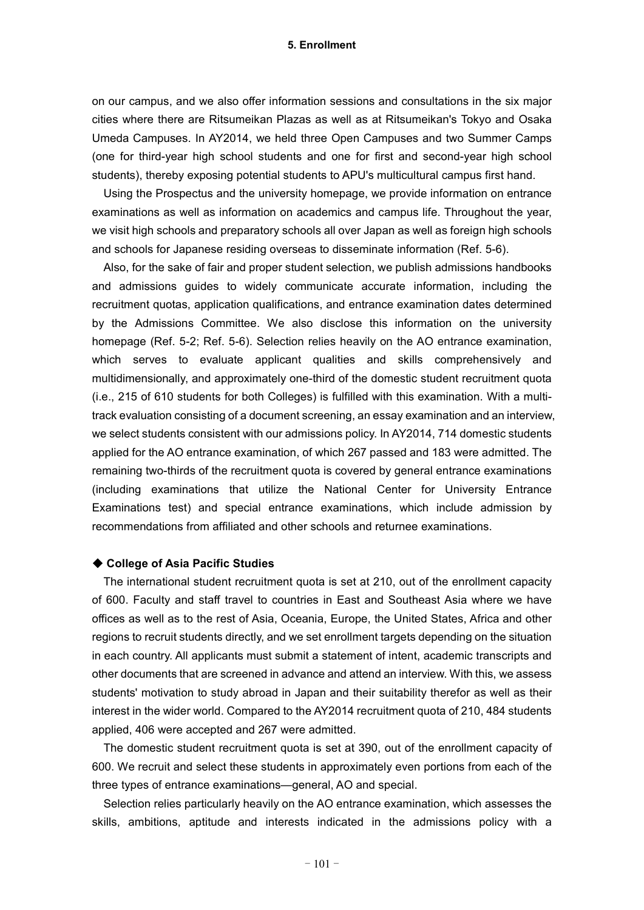on our campus, and we also offer information sessions and consultations in the six major cities where there are Ritsumeikan Plazas as well as at Ritsumeikan's Tokyo and Osaka Umeda Campuses. In AY2014, we held three Open Campuses and two Summer Camps (one for third-year high school students and one for first and second-year high school students), thereby exposing potential students to APU's multicultural campus first hand.

Using the Prospectus and the university homepage, we provide information on entrance examinations as well as information on academics and campus life. Throughout the year, we visit high schools and preparatory schools all over Japan as well as foreign high schools and schools for Japanese residing overseas to disseminate information (Ref. 5-6).

Also, for the sake of fair and proper student selection, we publish admissions handbooks and admissions guides to widely communicate accurate information, including the recruitment quotas, application qualifications, and entrance examination dates determined by the Admissions Committee. We also disclose this information on the university homepage (Ref. 5-2; Ref. 5-6). Selection relies heavily on the AO entrance examination, which serves to evaluate applicant qualities and skills comprehensively and multidimensionally, and approximately one-third of the domestic student recruitment quota (i.e., 215 of 610 students for both Colleges) is fulfilled with this examination. With a multi-track evaluation consisting of a document screening, an essay examination and an interview, we select students consistent with our admissions policy. In AY2014, 714 domestic students applied for the AO entrance examination, of which 267 passed and 183 were admitted. The remaining two-thirds of the recruitment quota is covered by general entrance examinations (including examinations that utilize the National Center for University Entrance Examinations test) and special entrance examinations, which include admission by recommendations from affiliated and other schools and returnee examinations.

### ◆ College of Asia Pacific Studies

The international student recruitment quota is set at 210, out of the enrollment capacity of 600. Faculty and staff travel to countries in East and Southeast Asia where we have offices as well as to the rest of Asia, Oceania, Europe, the United States, Africa and other regions to recruit students directly, and we set enrollment targets depending on the situation in each country. All applicants must submit a statement of intent, academic transcripts and other documents that are screened in advance and attend an interview. With this, we assess students' motivation to study abroad in Japan and their suitability therefor as well as their interest in the wider world. Compared to the AY2014 recruitment quota of 210, 484 students applied, 406 were accepted and 267 were admitted.

The domestic student recruitment quota is set at 390, out of the enrollment capacity of 600. We recruit and select these students in approximately even portions from each of the three types of entrance examinations—general, AO and special.

Selection relies particularly heavily on the AO entrance examination, which assesses the skills, ambitions, aptitude and interests indicated in the admissions policy with a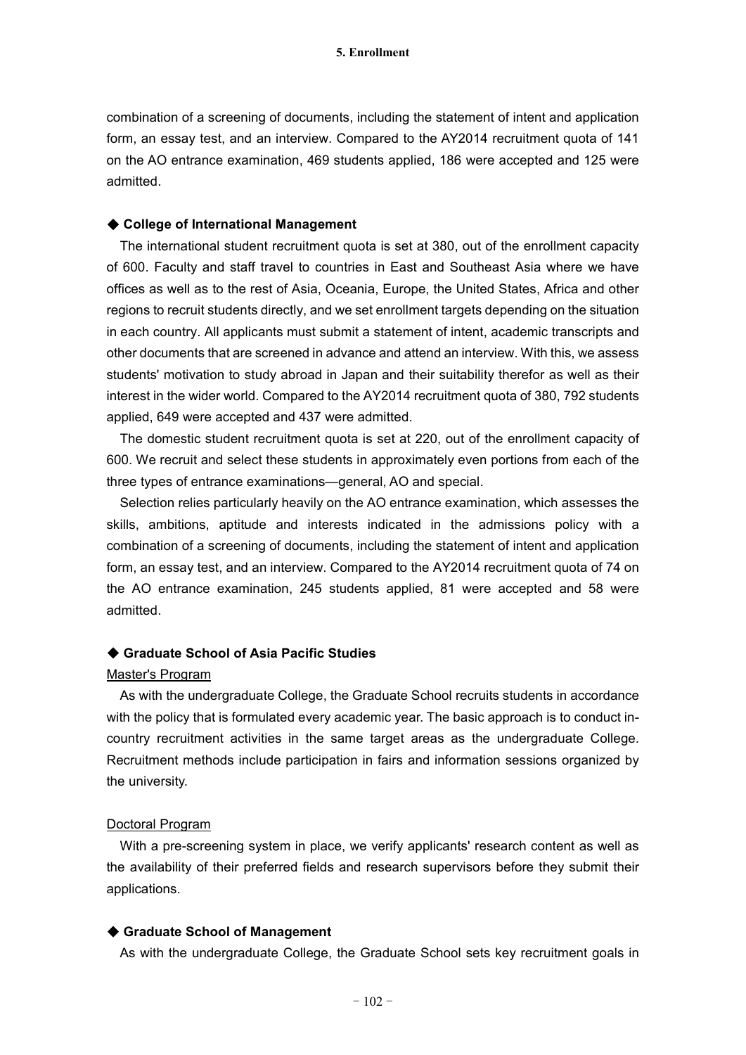combination of a screening of documents, including the statement of intent and application form, an essay test, and an interview. Compared to the AY2014 recruitment quota of 141 on the AO entrance examination, 469 students applied, 186 were accepted and 125 were admitted.

### ◆ College of International Management

The international student recruitment quota is set at 380, out of the enrollment capacity of 600. Faculty and staff travel to countries in East and Southeast Asia where we have offices as well as to the rest of Asia, Oceania, Europe, the United States, Africa and other regions to recruit students directly, and we set enrollment targets depending on the situation in each country. All applicants must submit a statement of intent, academic transcripts and other documents that are screened in advance and attend an interview. With this, we assess students' motivation to study abroad in Japan and their suitability therefor as well as their interest in the wider world. Compared to the AY2014 recruitment quota of 380, 792 students applied, 649 were accepted and 437 were admitted.

The domestic student recruitment quota is set at 220, out of the enrollment capacity of 600. We recruit and select these students in approximately even portions from each of the three types of entrance examinations—general, AO and special.

Selection relies particularly heavily on the AO entrance examination, which assesses the skills, ambitions, aptitude and interests indicated in the admissions policy with a combination of a screening of documents, including the statement of intent and application form, an essay test, and an interview. Compared to the AY2014 recruitment quota of 74 on the AO entrance examination, 245 students applied, 81 were accepted and 58 were admitted.

### ◆ Graduate School of Asia Pacific Studies

Master's Program

As with the undergraduate College, the Graduate School recruits students in accordance with the policy that is formulated every academic year. The basic approach is to conduct in-country recruitment activities in the same target areas as the undergraduate College. Recruitment methods include participation in fairs and information sessions organized by the university.

Doctoral Program

With a pre-screening system in place, we verify applicants' research content as well as the availability of their preferred fields and research supervisors before they submit their applications.

### ◆ Graduate School of Management

As with the undergraduate College, the Graduate School sets key recruitment goals in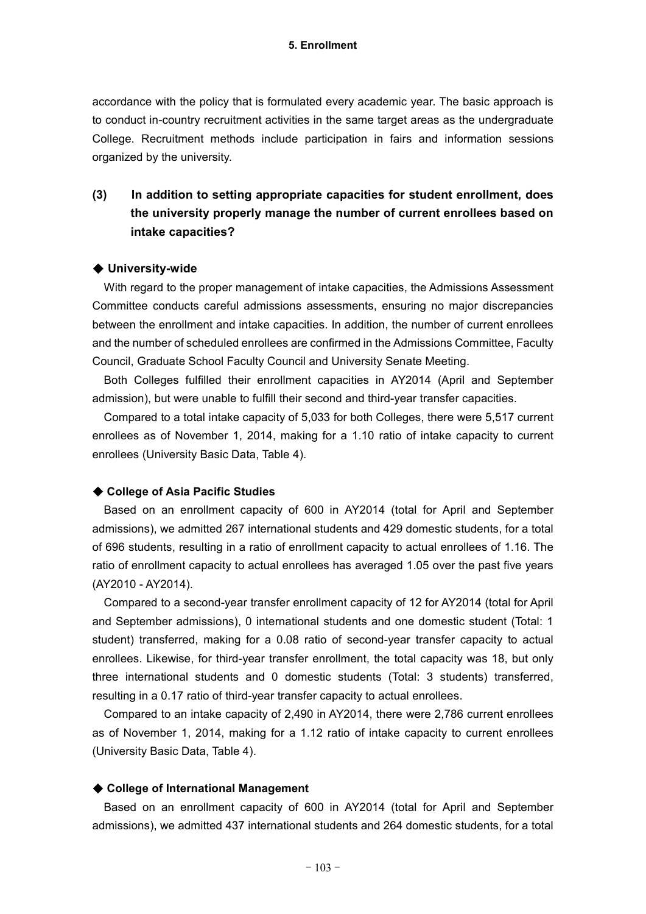accordance with the policy that is formulated every academic year. The basic approach is to conduct in-country recruitment activities in the same target areas as the undergraduate College. Recruitment methods include participation in fairs and information sessions organized by the university.

### (3) In addition to setting appropriate capacities for student enrollment, does the university properly manage the number of current enrollees based on intake capacities?

#### ◆ University-wide

With regard to the proper management of intake capacities, the Admissions Assessment Committee conducts careful admissions assessments, ensuring no major discrepancies between the enrollment and intake capacities. In addition, the number of current enrollees and the number of scheduled enrollees are confirmed in the Admissions Committee, Faculty Council, Graduate School Faculty Council and University Senate Meeting.

Both Colleges fulfilled their enrollment capacities in AY2014 (April and September admission), but were unable to fulfill their second and third-year transfer capacities.

Compared to a total intake capacity of 5,033 for both Colleges, there were 5,517 current enrollees as of November 1, 2014, making for a 1.10 ratio of intake capacity to current enrollees (University Basic Data, Table 4).

#### ◆ College of Asia Pacific Studies

Based on an enrollment capacity of 600 in AY2014 (total for April and September admissions), we admitted 267 international students and 429 domestic students, for a total of 696 students, resulting in a ratio of enrollment capacity to actual enrollees of 1.16. The ratio of enrollment capacity to actual enrollees has averaged 1.05 over the past five years (AY2010 - AY2014).

Compared to a second-year transfer enrollment capacity of 12 for AY2014 (total for April and September admissions), 0 international students and one domestic student (Total: 1 student) transferred, making for a 0.08 ratio of second-year transfer capacity to actual enrollees. Likewise, for third-year transfer enrollment, the total capacity was 18, but only three international students and 0 domestic students (Total: 3 students) transferred, resulting in a 0.17 ratio of third-year transfer capacity to actual enrollees.

Compared to an intake capacity of 2,490 in AY2014, there were 2,786 current enrollees as of November 1, 2014, making for a 1.12 ratio of intake capacity to current enrollees (University Basic Data, Table 4).

#### ◆ College of International Management

Based on an enrollment capacity of 600 in AY2014 (total for April and September admissions), we admitted 437 international students and 264 domestic students, for a total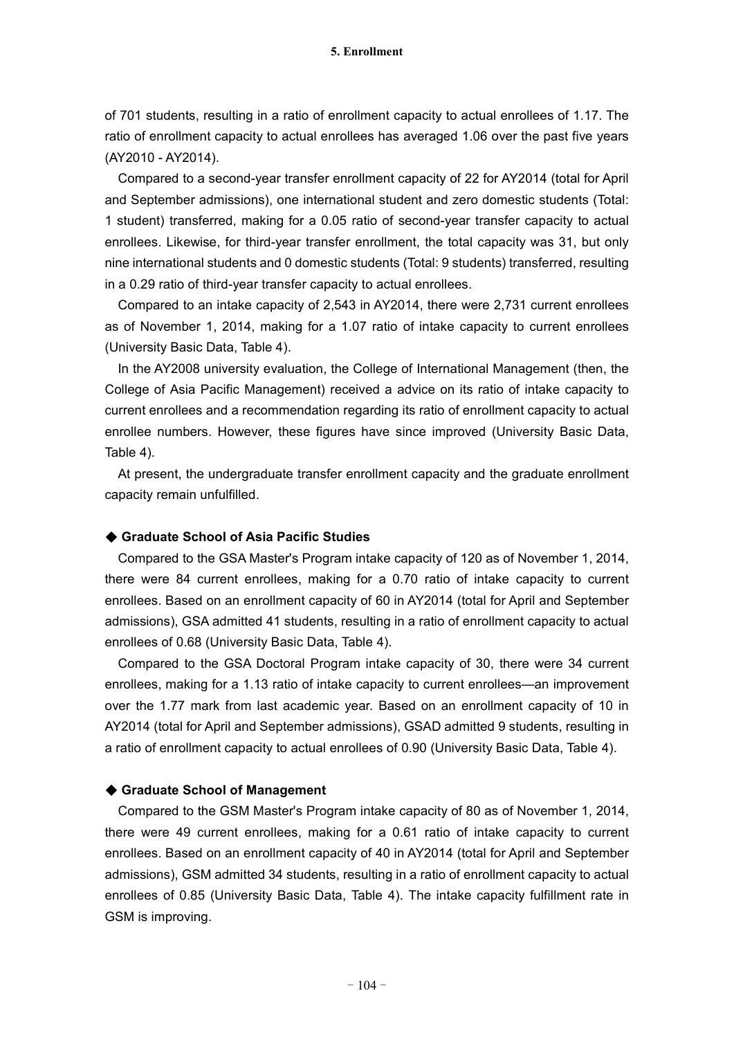of 701 students, resulting in a ratio of enrollment capacity to actual enrollees of 1.17. The ratio of enrollment capacity to actual enrollees has averaged 1.06 over the past five years (AY2010 - AY2014).

Compared to a second-year transfer enrollment capacity of 22 for AY2014 (total for April and September admissions), one international student and zero domestic students (Total: 1 student) transferred, making for a 0.05 ratio of second-year transfer capacity to actual enrollees. Likewise, for third-year transfer enrollment, the total capacity was 31, but only nine international students and 0 domestic students (Total: 9 students) transferred, resulting in a 0.29 ratio of third-year transfer capacity to actual enrollees.

Compared to an intake capacity of 2,543 in AY2014, there were 2,731 current enrollees as of November 1, 2014, making for a 1.07 ratio of intake capacity to current enrollees (University Basic Data, Table 4).

In the AY2008 university evaluation, the College of International Management (then, the College of Asia Pacific Management) received a advice on its ratio of intake capacity to current enrollees and a recommendation regarding its ratio of enrollment capacity to actual enrollee numbers. However, these figures have since improved (University Basic Data, Table 4).

At present, the undergraduate transfer enrollment capacity and the graduate enrollment capacity remain unfulfilled.

### ◆ Graduate School of Asia Pacific Studies

Compared to the GSA Master's Program intake capacity of 120 as of November 1, 2014, there were 84 current enrollees, making for a 0.70 ratio of intake capacity to current enrollees. Based on an enrollment capacity of 60 in AY2014 (total for April and September admissions), GSA admitted 41 students, resulting in a ratio of enrollment capacity to actual enrollees of 0.68 (University Basic Data, Table 4).

Compared to the GSA Doctoral Program intake capacity of 30, there were 34 current enrollees, making for a 1.13 ratio of intake capacity to current enrollees—an improvement over the 1.77 mark from last academic year. Based on an enrollment capacity of 10 in AY2014 (total for April and September admissions), GSAD admitted 9 students, resulting in a ratio of enrollment capacity to actual enrollees of 0.90 (University Basic Data, Table 4).

### ◆ Graduate School of Management

Compared to the GSM Master's Program intake capacity of 80 as of November 1, 2014, there were 49 current enrollees, making for a 0.61 ratio of intake capacity to current enrollees. Based on an enrollment capacity of 40 in AY2014 (total for April and September admissions), GSM admitted 34 students, resulting in a ratio of enrollment capacity to actual enrollees of 0.85 (University Basic Data, Table 4). The intake capacity fulfillment rate in GSM is improving.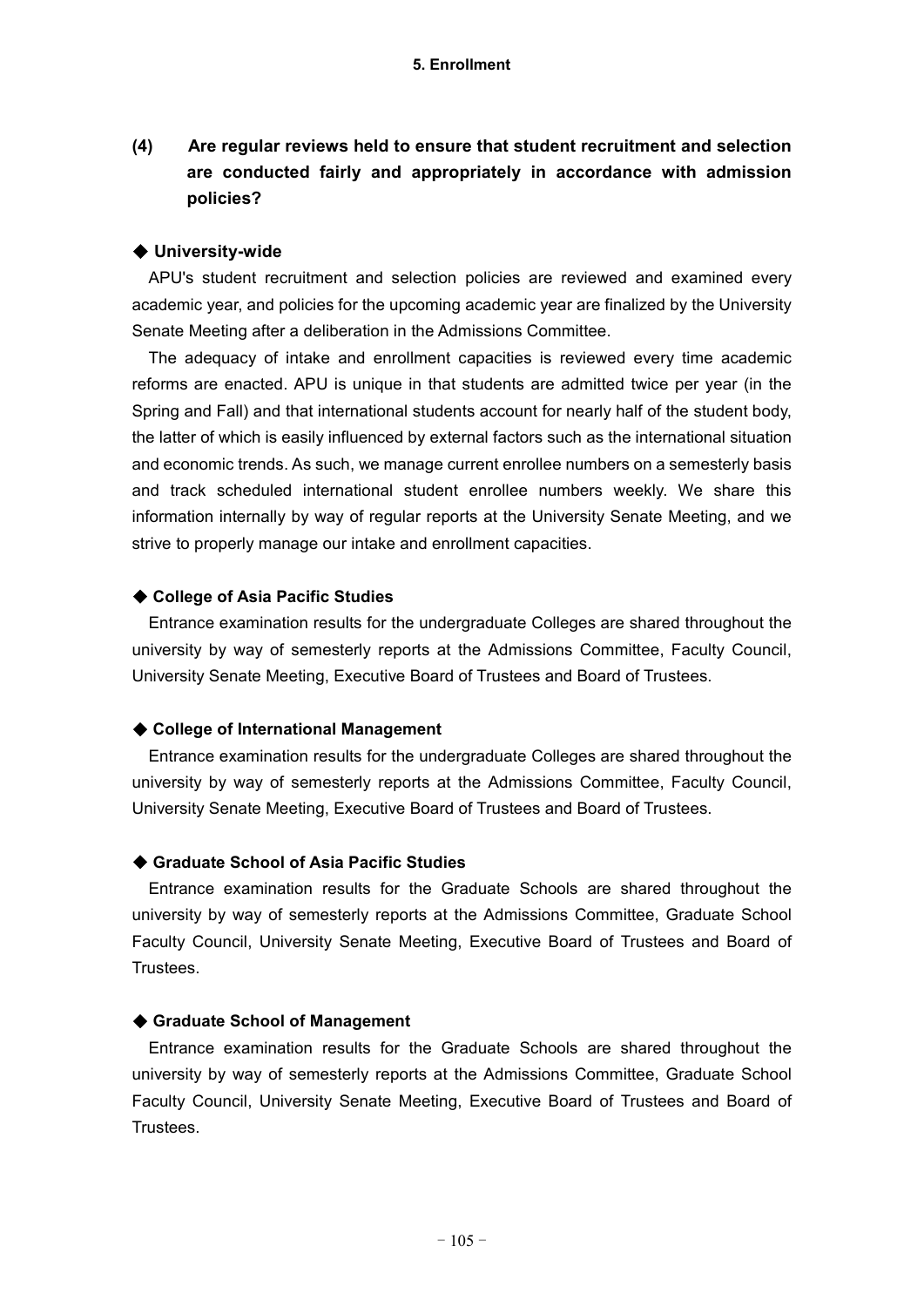**(4) Are regular reviews held to ensure that student recruitment and selection are conducted fairly and appropriately in accordance with admission policies?**

### ◆ University-wide

APU's student recruitment and selection policies are reviewed and examined every academic year, and policies for the upcoming academic year are finalized by the University Senate Meeting after a deliberation in the Admissions Committee.

The adequacy of intake and enrollment capacities is reviewed every time academic reforms are enacted. APU is unique in that students are admitted twice per year (in the Spring and Fall) and that international students account for nearly half of the student body, the latter of which is easily influenced by external factors such as the international situation and economic trends. As such, we manage current enrollee numbers on a semesterly basis and track scheduled international student enrollee numbers weekly. We share this information internally by way of regular reports at the University Senate Meeting, and we strive to properly manage our intake and enrollment capacities.

### ◆ College of Asia Pacific Studies

Entrance examination results for the undergraduate Colleges are shared throughout the university by way of semesterly reports at the Admissions Committee, Faculty Council, University Senate Meeting, Executive Board of Trustees and Board of Trustees.

### ◆ College of International Management

Entrance examination results for the undergraduate Colleges are shared throughout the university by way of semesterly reports at the Admissions Committee, Faculty Council, University Senate Meeting, Executive Board of Trustees and Board of Trustees.

### ◆ Graduate School of Asia Pacific Studies

Entrance examination results for the Graduate Schools are shared throughout the university by way of semesterly reports at the Admissions Committee, Graduate School Faculty Council, University Senate Meeting, Executive Board of Trustees and Board of Trustees.

### ◆ Graduate School of Management

Entrance examination results for the Graduate Schools are shared throughout the university by way of semesterly reports at the Admissions Committee, Graduate School Faculty Council, University Senate Meeting, Executive Board of Trustees and Board of Trustees.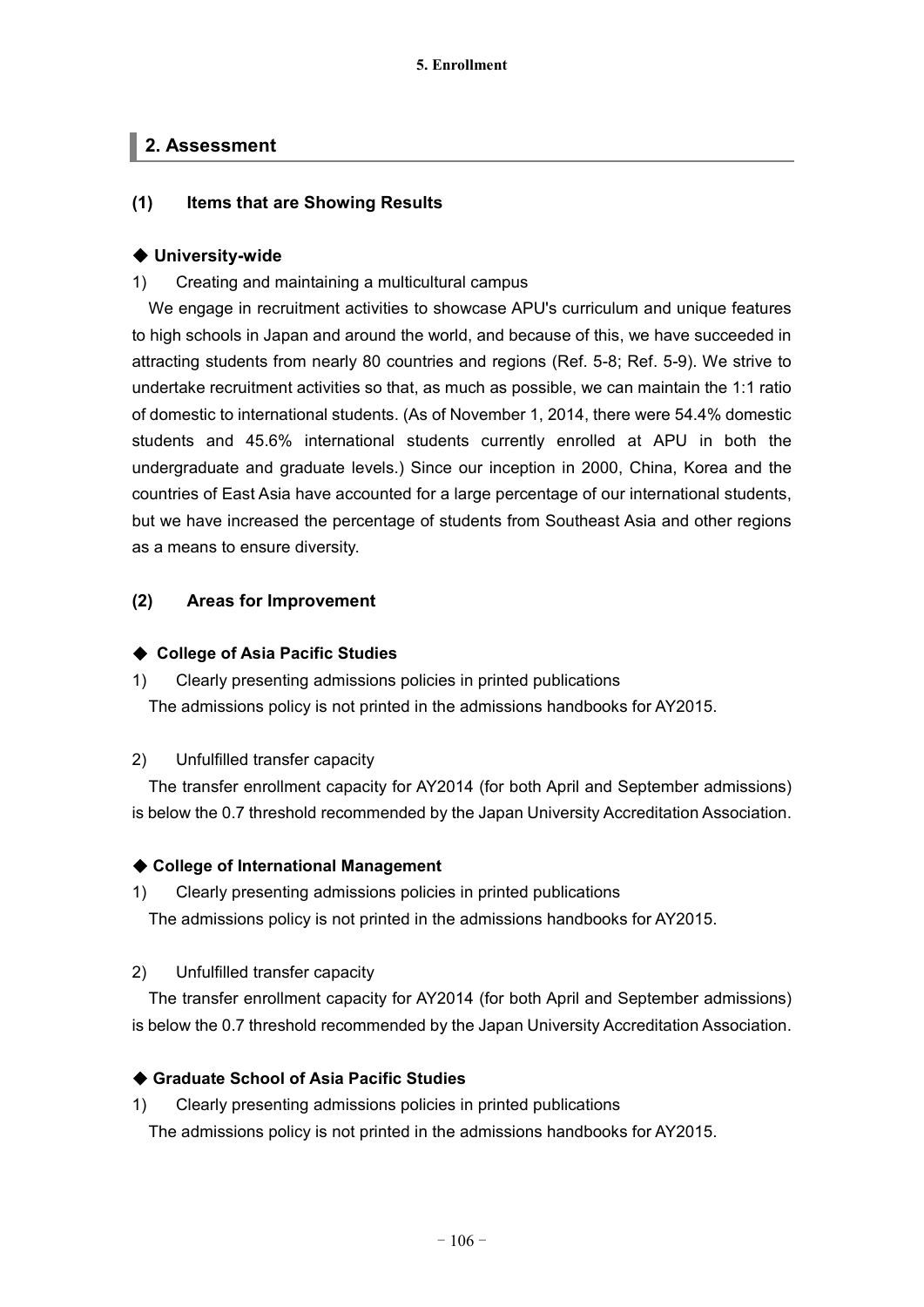## 2. Assessment

### (1) Items that are Showing Results

#### ◆ University-wide

1) Creating and maintaining a multicultural campus

We engage in recruitment activities to showcase APU's curriculum and unique features to high schools in Japan and around the world, and because of this, we have succeeded in attracting students from nearly 80 countries and regions (Ref. 5-8; Ref. 5-9). We strive to undertake recruitment activities so that, as much as possible, we can maintain the 1:1 ratio of domestic to international students. (As of November 1, 2014, there were 54.4% domestic students and 45.6% international students currently enrolled at APU in both the undergraduate and graduate levels.) Since our inception in 2000, China, Korea and the countries of East Asia have accounted for a large percentage of our international students, but we have increased the percentage of students from Southeast Asia and other regions as a means to ensure diversity.

### (2) Areas for Improvement

#### ◆ College of Asia Pacific Studies

1) Clearly presenting admissions policies in printed publications

The admissions policy is not printed in the admissions handbooks for AY2015.

2) Unfulfilled transfer capacity

The transfer enrollment capacity for AY2014 (for both April and September admissions) is below the 0.7 threshold recommended by the Japan University Accreditation Association.

#### ◆ College of International Management

1) Clearly presenting admissions policies in printed publications

The admissions policy is not printed in the admissions handbooks for AY2015.

2) Unfulfilled transfer capacity

The transfer enrollment capacity for AY2014 (for both April and September admissions) is below the 0.7 threshold recommended by the Japan University Accreditation Association.

#### ◆ Graduate School of Asia Pacific Studies

1) Clearly presenting admissions policies in printed publications

The admissions policy is not printed in the admissions handbooks for AY2015.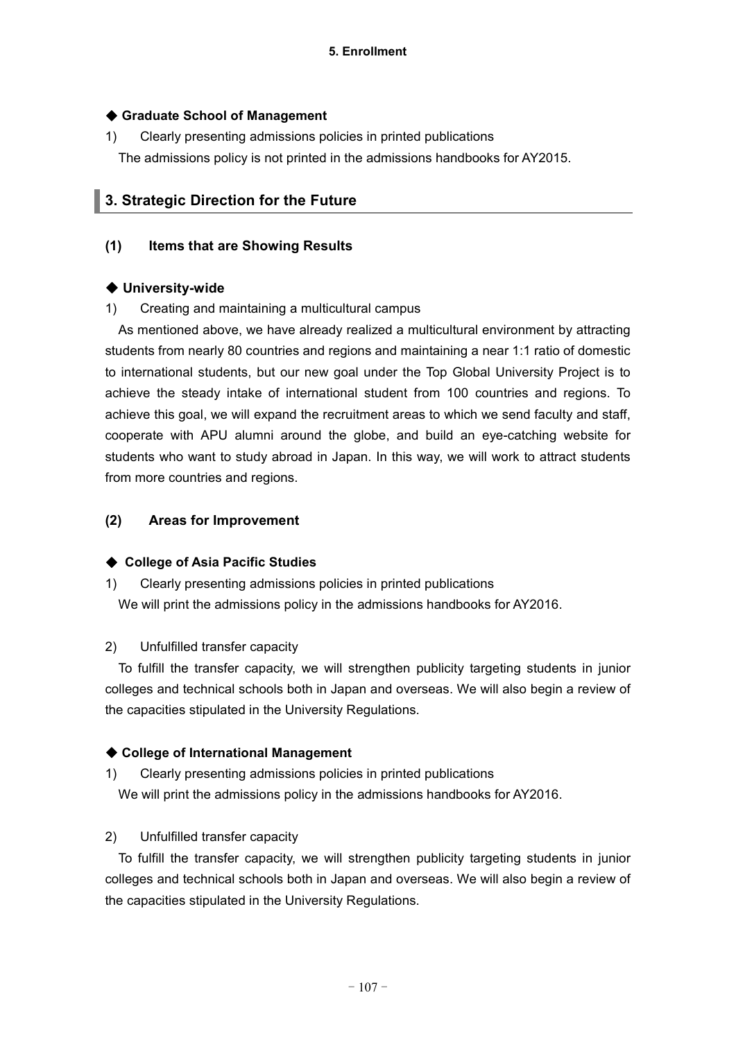◆ **Graduate School of Management**

1) Clearly presenting admissions policies in printed publications

The admissions policy is not printed in the admissions handbooks for AY2015.

## 3. Strategic Direction for the Future

### (1) Items that are Showing Results

◆ **University-wide**

1) Creating and maintaining a multicultural campus

As mentioned above, we have already realized a multicultural environment by attracting students from nearly 80 countries and regions and maintaining a near 1:1 ratio of domestic to international students, but our new goal under the Top Global University Project is to achieve the steady intake of international student from 100 countries and regions. To achieve this goal, we will expand the recruitment areas to which we send faculty and staff, cooperate with APU alumni around the globe, and build an eye-catching website for students who want to study abroad in Japan. In this way, we will work to attract students from more countries and regions.

### (2) Areas for Improvement

◆ **College of Asia Pacific Studies**

1) Clearly presenting admissions policies in printed publications

We will print the admissions policy in the admissions handbooks for AY2016.

2) Unfulfilled transfer capacity

To fulfill the transfer capacity, we will strengthen publicity targeting students in junior colleges and technical schools both in Japan and overseas. We will also begin a review of the capacities stipulated in the University Regulations.

◆ **College of International Management**

1) Clearly presenting admissions policies in printed publications

We will print the admissions policy in the admissions handbooks for AY2016.

2) Unfulfilled transfer capacity

To fulfill the transfer capacity, we will strengthen publicity targeting students in junior colleges and technical schools both in Japan and overseas. We will also begin a review of the capacities stipulated in the University Regulations.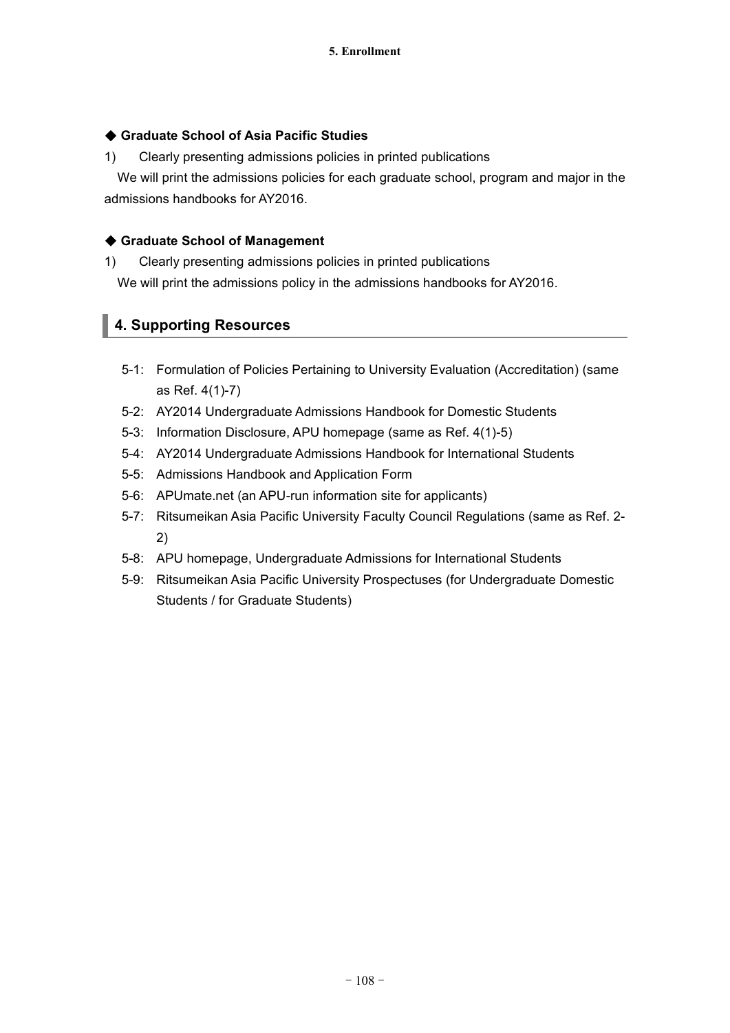### ◆ Graduate School of Asia Pacific Studies

1) Clearly presenting admissions policies in printed publications

We will print the admissions policies for each graduate school, program and major in the admissions handbooks for AY2016.

### ◆ Graduate School of Management

1) Clearly presenting admissions policies in printed publications

We will print the admissions policy in the admissions handbooks for AY2016.

## 4. Supporting Resources

- 5-1: Formulation of Policies Pertaining to University Evaluation (Accreditation) (same as Ref. 4(1)-7)
- 5-2: AY2014 Undergraduate Admissions Handbook for Domestic Students
- 5-3: Information Disclosure, APU homepage (same as Ref. 4(1)-5)
- 5-4: AY2014 Undergraduate Admissions Handbook for International Students
- 5-5: Admissions Handbook and Application Form
- 5-6: APUmate.net (an APU-run information site for applicants)
- 5-7: Ritsumeikan Asia Pacific University Faculty Council Regulations (same as Ref. 2-2)
- 5-8: APU homepage, Undergraduate Admissions for International Students
- 5-9: Ritsumeikan Asia Pacific University Prospectuses (for Undergraduate Domestic Students / for Graduate Students)